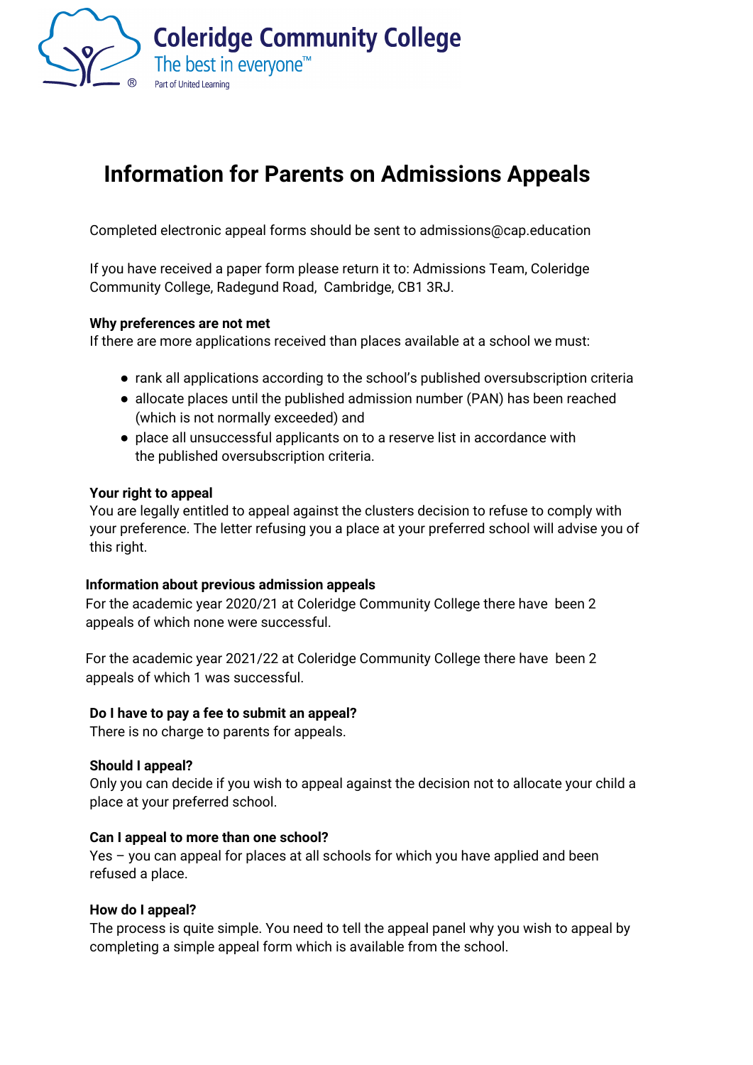# Information for Parents on Admissions Appeals

Completed electronic appeal forms should be sent to admissions@cap.education

If you have received a paper form please return it to: Admissions Team, Coleridge Community College, Radegund Road, Cambridge, CB1 3RJ.

**Why preferences are not met**
If there are more applications received than places available at a school we must:

- rank all applications according to the school's published oversubscription criteria
- allocate places until the published admission number (PAN) has been reached (which is not normally exceeded) and
- place all unsuccessful applicants on to a reserve list in accordance with the published oversubscription criteria.

**Your right to appeal**
You are legally entitled to appeal against the clusters decision to refuse to comply with your preference. The letter refusing you a place at your preferred school will advise you of this right.

**Information about previous admission appeals**
For the academic year 2020/21 at Coleridge Community College there have been 2 appeals of which none were successful.

For the academic year 2021/22 at Coleridge Community College there have been 2 appeals of which 1 was successful.

**Do I have to pay a fee to submit an appeal?**
There is no charge to parents for appeals.

**Should I appeal?**
Only you can decide if you wish to appeal against the decision not to allocate your child a place at your preferred school.

**Can I appeal to more than one school?**
Yes – you can appeal for places at all schools for which you have applied and been refused a place.

**How do I appeal?**
The process is quite simple. You need to tell the appeal panel why you wish to appeal by completing a simple appeal form which is available from the school.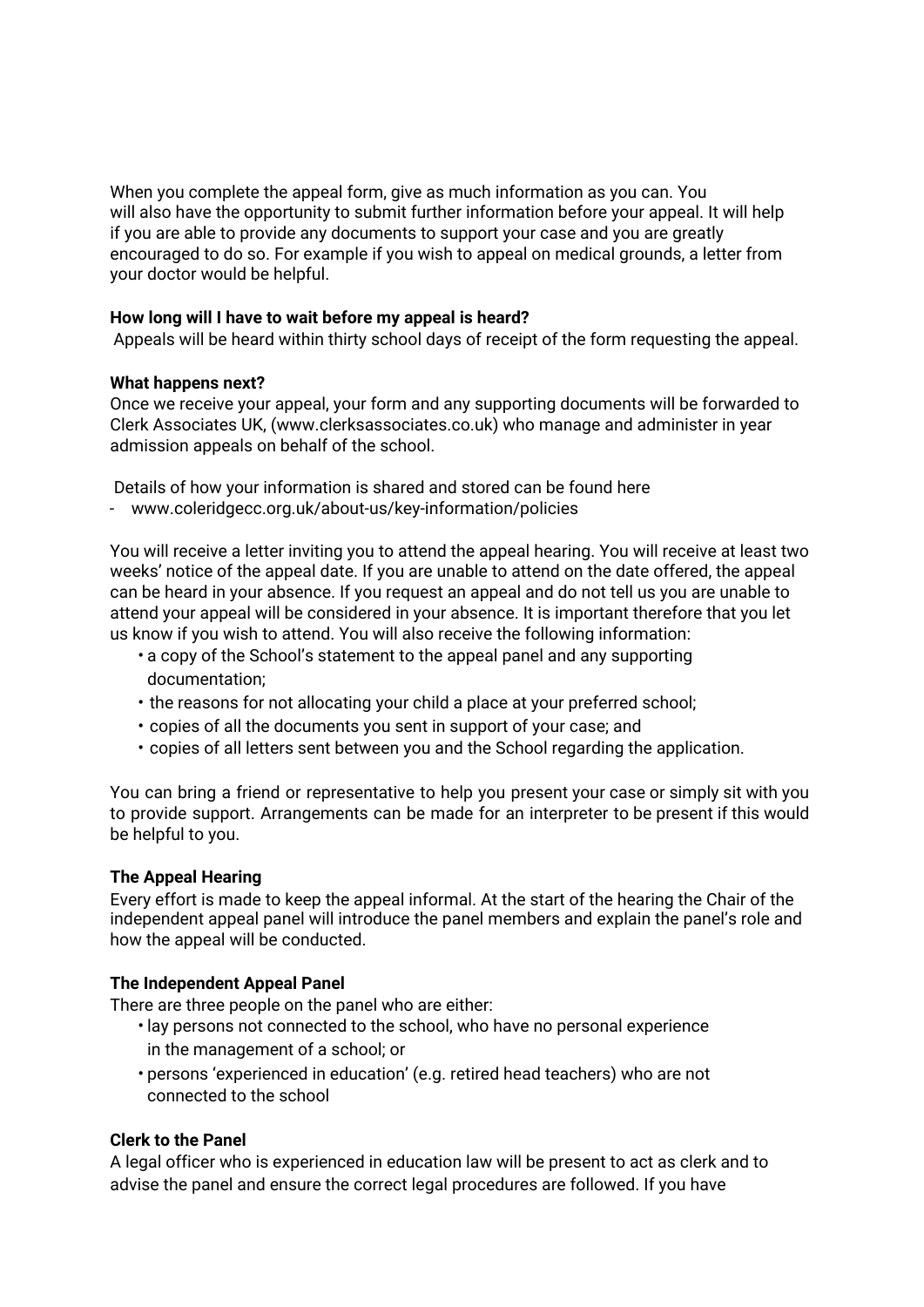When you complete the appeal form, give as much information as you can. You will also have the opportunity to submit further information before your appeal. It will help if you are able to provide any documents to support your case and you are greatly encouraged to do so. For example if you wish to appeal on medical grounds, a letter from your doctor would be helpful.

**How long will I have to wait before my appeal is heard?**

Appeals will be heard within thirty school days of receipt of the form requesting the appeal.

**What happens next?**

Once we receive your appeal, your form and any supporting documents will be forwarded to Clerk Associates UK, (www.clerksassociates.co.uk) who manage and administer in year admission appeals on behalf of the school.

Details of how your information is shared and stored can be found here

- www.coleridgecc.org.uk/about-us/key-information/policies

You will receive a letter inviting you to attend the appeal hearing. You will receive at least two weeks' notice of the appeal date. If you are unable to attend on the date offered, the appeal can be heard in your absence. If you request an appeal and do not tell us you are unable to attend your appeal will be considered in your absence. It is important therefore that you let us know if you wish to attend. You will also receive the following information:

- a copy of the School's statement to the appeal panel and any supporting documentation;
- the reasons for not allocating your child a place at your preferred school;
- copies of all the documents you sent in support of your case; and
- copies of all letters sent between you and the School regarding the application.

You can bring a friend or representative to help you present your case or simply sit with you to provide support. Arrangements can be made for an interpreter to be present if this would be helpful to you.

**The Appeal Hearing**

Every effort is made to keep the appeal informal. At the start of the hearing the Chair of the independent appeal panel will introduce the panel members and explain the panel's role and how the appeal will be conducted.

**The Independent Appeal Panel**

There are three people on the panel who are either:

- lay persons not connected to the school, who have no personal experience in the management of a school; or
- persons 'experienced in education' (e.g. retired head teachers) who are not connected to the school

**Clerk to the Panel**

A legal officer who is experienced in education law will be present to act as clerk and to advise the panel and ensure the correct legal procedures are followed. If you have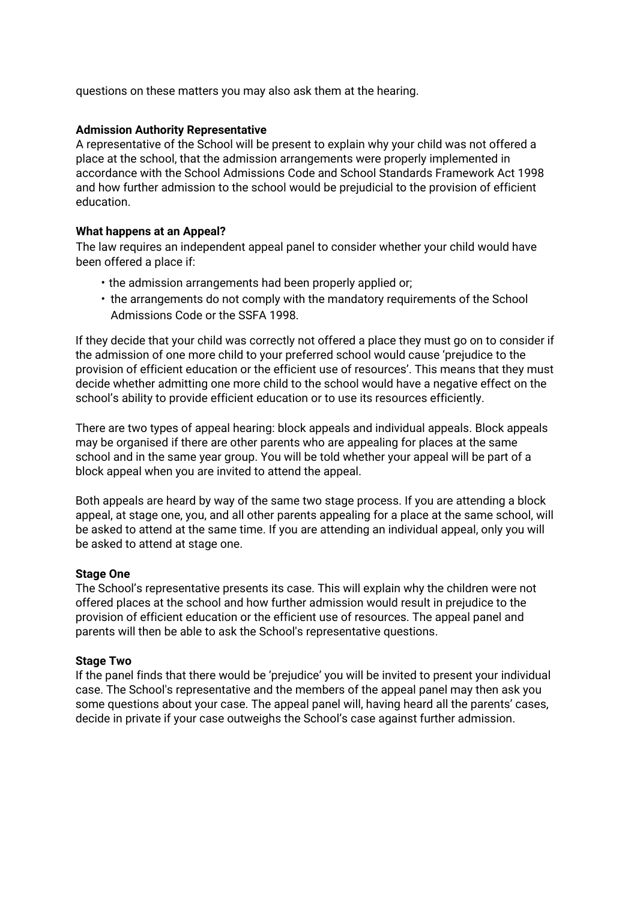questions on these matters you may also ask them at the hearing.

**Admission Authority Representative**
A representative of the School will be present to explain why your child was not offered a place at the school, that the admission arrangements were properly implemented in accordance with the School Admissions Code and School Standards Framework Act 1998 and how further admission to the school would be prejudicial to the provision of efficient education.

**What happens at an Appeal?**
The law requires an independent appeal panel to consider whether your child would have been offered a place if:

- the admission arrangements had been properly applied or;
- the arrangements do not comply with the mandatory requirements of the School Admissions Code or the SSFA 1998.

If they decide that your child was correctly not offered a place they must go on to consider if the admission of one more child to your preferred school would cause 'prejudice to the provision of efficient education or the efficient use of resources'. This means that they must decide whether admitting one more child to the school would have a negative effect on the school's ability to provide efficient education or to use its resources efficiently.

There are two types of appeal hearing: block appeals and individual appeals. Block appeals may be organised if there are other parents who are appealing for places at the same school and in the same year group. You will be told whether your appeal will be part of a block appeal when you are invited to attend the appeal.

Both appeals are heard by way of the same two stage process. If you are attending a block appeal, at stage one, you, and all other parents appealing for a place at the same school, will be asked to attend at the same time. If you are attending an individual appeal, only you will be asked to attend at stage one.

**Stage One**
The School's representative presents its case. This will explain why the children were not offered places at the school and how further admission would result in prejudice to the provision of efficient education or the efficient use of resources. The appeal panel and parents will then be able to ask the School's representative questions.

**Stage Two**
If the panel finds that there would be 'prejudice' you will be invited to present your individual case. The School's representative and the members of the appeal panel may then ask you some questions about your case. The appeal panel will, having heard all the parents' cases, decide in private if your case outweighs the School's case against further admission.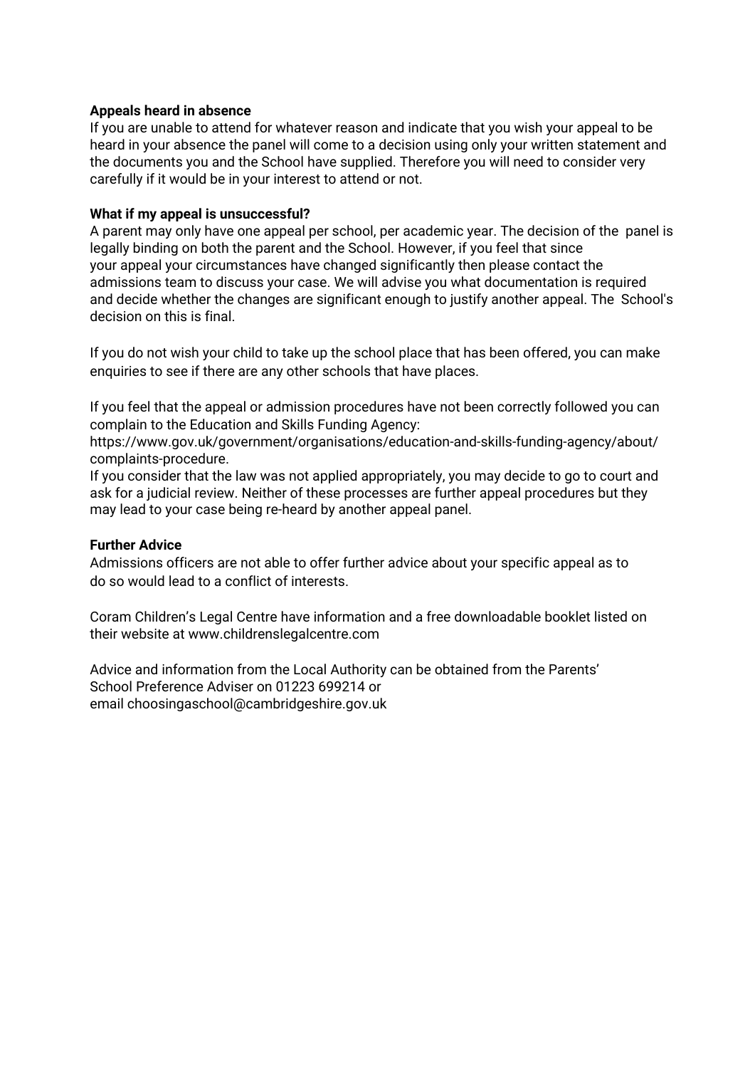**Appeals heard in absence**

If you are unable to attend for whatever reason and indicate that you wish your appeal to be heard in your absence the panel will come to a decision using only your written statement and the documents you and the School have supplied. Therefore you will need to consider very carefully if it would be in your interest to attend or not.

**What if my appeal is unsuccessful?**

A parent may only have one appeal per school, per academic year. The decision of the panel is legally binding on both the parent and the School. However, if you feel that since your appeal your circumstances have changed significantly then please contact the admissions team to discuss your case. We will advise you what documentation is required and decide whether the changes are significant enough to justify another appeal. The School's decision on this is final.

If you do not wish your child to take up the school place that has been offered, you can make enquiries to see if there are any other schools that have places.

If you feel that the appeal or admission procedures have not been correctly followed you can complain to the Education and Skills Funding Agency: https://www.gov.uk/government/organisations/education-and-skills-funding-agency/about/complaints-procedure.

If you consider that the law was not applied appropriately, you may decide to go to court and ask for a judicial review. Neither of these processes are further appeal procedures but they may lead to your case being re-heard by another appeal panel.

**Further Advice**

Admissions officers are not able to offer further advice about your specific appeal as to do so would lead to a conflict of interests.

Coram Children's Legal Centre have information and a free downloadable booklet listed on their website at www.childrenslegalcentre.com

Advice and information from the Local Authority can be obtained from the Parents' School Preference Adviser on 01223 699214 or email choosingaschool@cambridgeshire.gov.uk